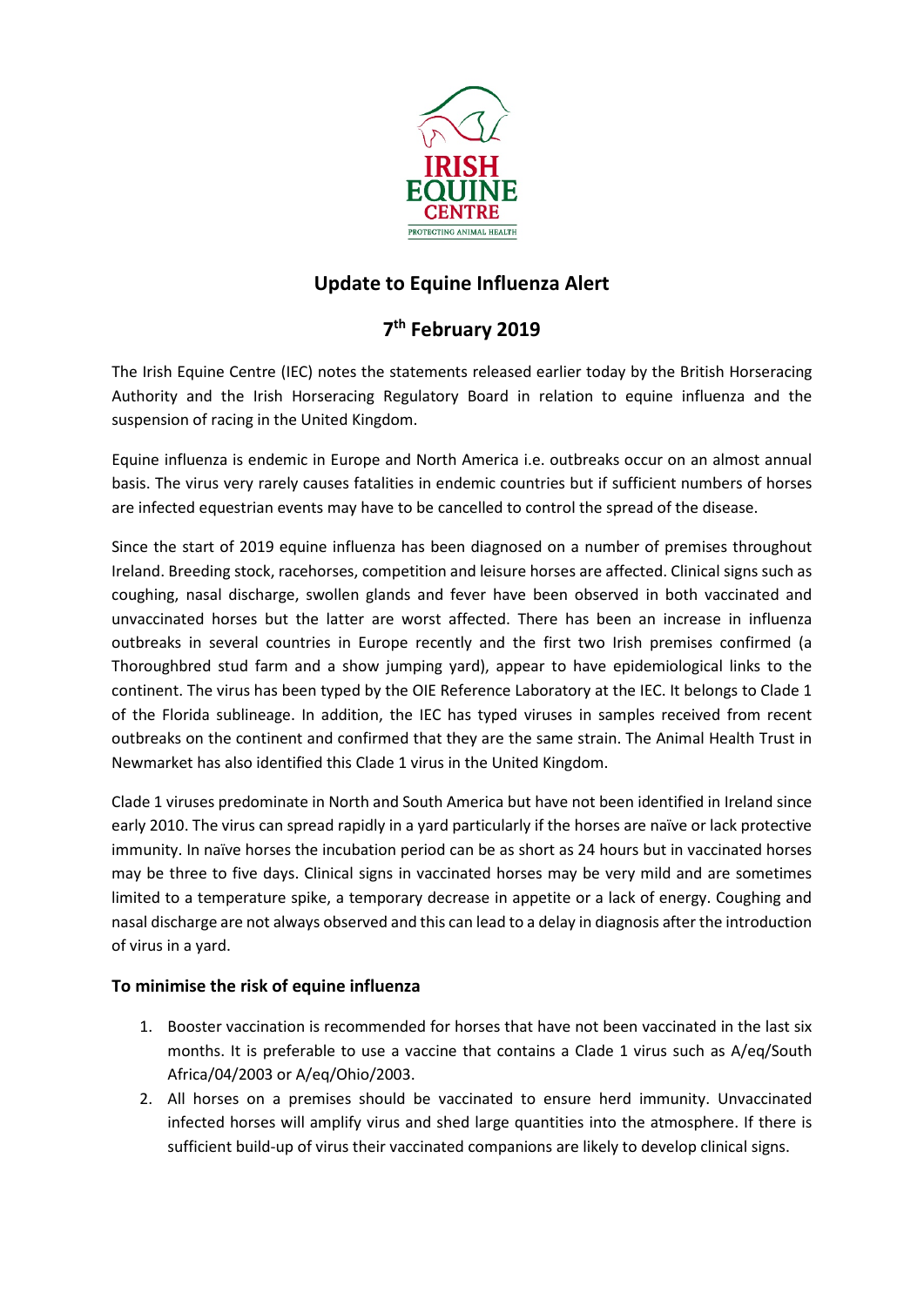IRISH EQUINE CENTRE

PROTECTING ANIMAL HEALTH

# Update to Equine Influenza Alert

## 7th February 2019

The Irish Equine Centre (IEC) notes the statements released earlier today by the British Horseracing Authority and the Irish Horseracing Regulatory Board in relation to equine influenza and the suspension of racing in the United Kingdom.

Equine influenza is endemic in Europe and North America i.e. outbreaks occur on an almost annual basis. The virus very rarely causes fatalities in endemic countries but if sufficient numbers of horses are infected equestrian events may have to be cancelled to control the spread of the disease.

Since the start of 2019 equine influenza has been diagnosed on a number of premises throughout Ireland. Breeding stock, racehorses, competition and leisure horses are affected. Clinical signs such as coughing, nasal discharge, swollen glands and fever have been observed in both vaccinated and unvaccinated horses but the latter are worst affected. There has been an increase in influenza outbreaks in several countries in Europe recently and the first two Irish premises confirmed (a Thoroughbred stud farm and a show jumping yard), appear to have epidemiological links to the continent. The virus has been typed by the OIE Reference Laboratory at the IEC. It belongs to Clade 1 of the Florida sublineage. In addition, the IEC has typed viruses in samples received from recent outbreaks on the continent and confirmed that they are the same strain. The Animal Health Trust in Newmarket has also identified this Clade 1 virus in the United Kingdom.

Clade 1 viruses predominate in North and South America but have not been identified in Ireland since early 2010. The virus can spread rapidly in a yard particularly if the horses are naïve or lack protective immunity. In naïve horses the incubation period can be as short as 24 hours but in vaccinated horses may be three to five days. Clinical signs in vaccinated horses may be very mild and are sometimes limited to a temperature spike, a temporary decrease in appetite or a lack of energy. Coughing and nasal discharge are not always observed and this can lead to a delay in diagnosis after the introduction of virus in a yard.

### To minimise the risk of equine influenza

1. Booster vaccination is recommended for horses that have not been vaccinated in the last six months. It is preferable to use a vaccine that contains a Clade 1 virus such as A/eq/South Africa/04/2003 or A/eq/Ohio/2003.
2. All horses on a premises should be vaccinated to ensure herd immunity. Unvaccinated infected horses will amplify virus and shed large quantities into the atmosphere. If there is sufficient build-up of virus their vaccinated companions are likely to develop clinical signs.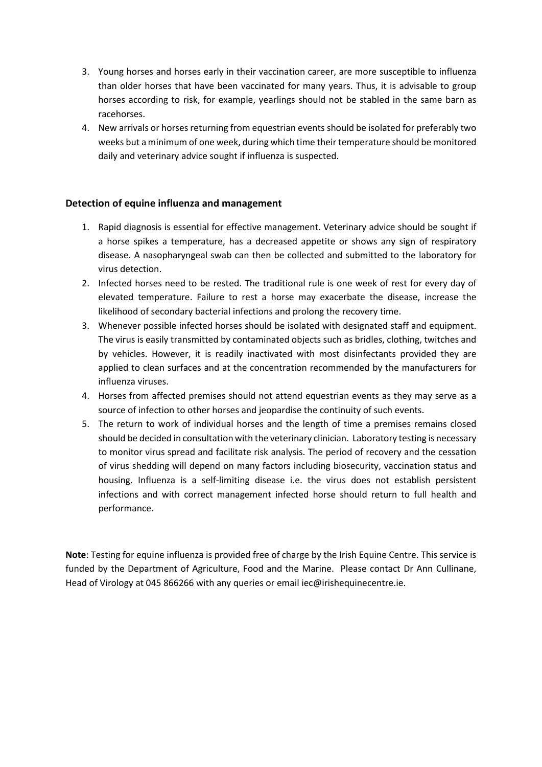3. Young horses and horses early in their vaccination career, are more susceptible to influenza than older horses that have been vaccinated for many years. Thus, it is advisable to group horses according to risk, for example, yearlings should not be stabled in the same barn as racehorses.
4. New arrivals or horses returning from equestrian events should be isolated for preferably two weeks but a minimum of one week, during which time their temperature should be monitored daily and veterinary advice sought if influenza is suspected.

### Detection of equine influenza and management

1. Rapid diagnosis is essential for effective management. Veterinary advice should be sought if a horse spikes a temperature, has a decreased appetite or shows any sign of respiratory disease. A nasopharyngeal swab can then be collected and submitted to the laboratory for virus detection.
2. Infected horses need to be rested. The traditional rule is one week of rest for every day of elevated temperature. Failure to rest a horse may exacerbate the disease, increase the likelihood of secondary bacterial infections and prolong the recovery time.
3. Whenever possible infected horses should be isolated with designated staff and equipment. The virus is easily transmitted by contaminated objects such as bridles, clothing, twitches and by vehicles. However, it is readily inactivated with most disinfectants provided they are applied to clean surfaces and at the concentration recommended by the manufacturers for influenza viruses.
4. Horses from affected premises should not attend equestrian events as they may serve as a source of infection to other horses and jeopardise the continuity of such events.
5. The return to work of individual horses and the length of time a premises remains closed should be decided in consultation with the veterinary clinician. Laboratory testing is necessary to monitor virus spread and facilitate risk analysis. The period of recovery and the cessation of virus shedding will depend on many factors including biosecurity, vaccination status and housing. Influenza is a self-limiting disease i.e. the virus does not establish persistent infections and with correct management infected horse should return to full health and performance.

**Note**: Testing for equine influenza is provided free of charge by the Irish Equine Centre. This service is funded by the Department of Agriculture, Food and the Marine. Please contact Dr Ann Cullinane, Head of Virology at 045 866266 with any queries or email iec@irishequinecentre.ie.